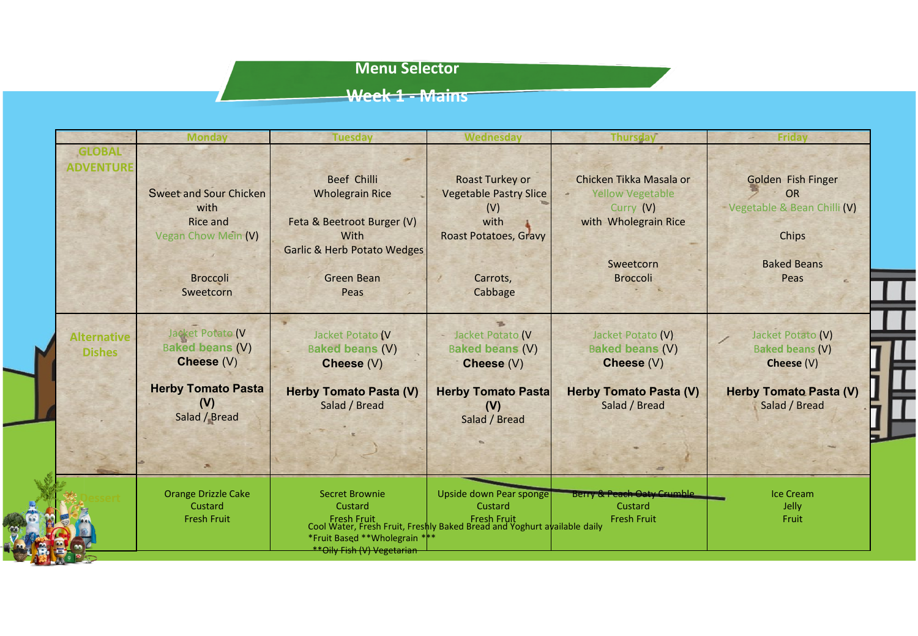# Menu Selector

## Week 1 - Mains

| | Monday | Tuesday | Wednesday | Thursday | Friday |
|---|---|---|---|---|---|
| GLOBAL ADVENTURE | Sweet and Sour Chicken with Rice and Vegan Chow Mein (V)<br><br>Broccoli<br>Sweetcorn | Beef Chilli<br>Wholegrain Rice<br><br>Feta & Beetroot Burger (V)<br>With<br>Garlic & Herb Potato Wedges<br><br>Green Bean<br>Peas | Roast Turkey or Vegetable Pastry Slice (V)<br>with<br>Roast Potatoes, Gravy<br><br>Carrots,<br>Cabbage | Chicken Tikka Masala or Yellow Vegetable Curry (V)<br>with Wholegrain Rice<br><br>Sweetcorn<br>Broccoli | Golden Fish Finger<br>OR<br>Vegetable & Bean Chilli (V)<br><br>Chips<br><br>Baked Beans<br>Peas |
| Alternative Dishes | Jacket Potato (V<br>Baked beans (V)<br>**Cheese** (V)<br><br>**Herby Tomato Pasta (V)**<br>Salad / Bread | Jacket Potato (V<br>Baked beans (V)<br>**Cheese** (V)<br><br>**Herby Tomato Pasta (V)**<br>Salad / Bread | Jacket Potato (V<br>Baked beans (V)<br>**Cheese** (V)<br><br>**Herby Tomato Pasta (V)**<br>Salad / Bread | Jacket Potato (V)<br>Baked beans (V)<br>**Cheese** (V)<br><br>**Herby Tomato Pasta (V)**<br>Salad / Bread | Jacket Potato (V)<br>Baked beans (V)<br>Cheese (V)<br><br>**Herby Tomato Pasta (V)**<br>Salad / Bread |
| Dessert | Orange Drizzle Cake<br>Custard<br>Fresh Fruit | Secret Brownie<br>Custard<br>Fresh Fruit | Upside down Pear sponge<br>Custard<br>Fresh Fruit | ~~Berry & Peach Oaty Crumble~~<br>Custard<br>Fresh Fruit | Ice Cream<br>Jelly<br>Fruit |

Cool Water, Fresh Fruit, Freshly Baked Bread and Yoghurt available daily
*Fruit Based **Wholegrain ***
**Oily Fish (V) Vegetarian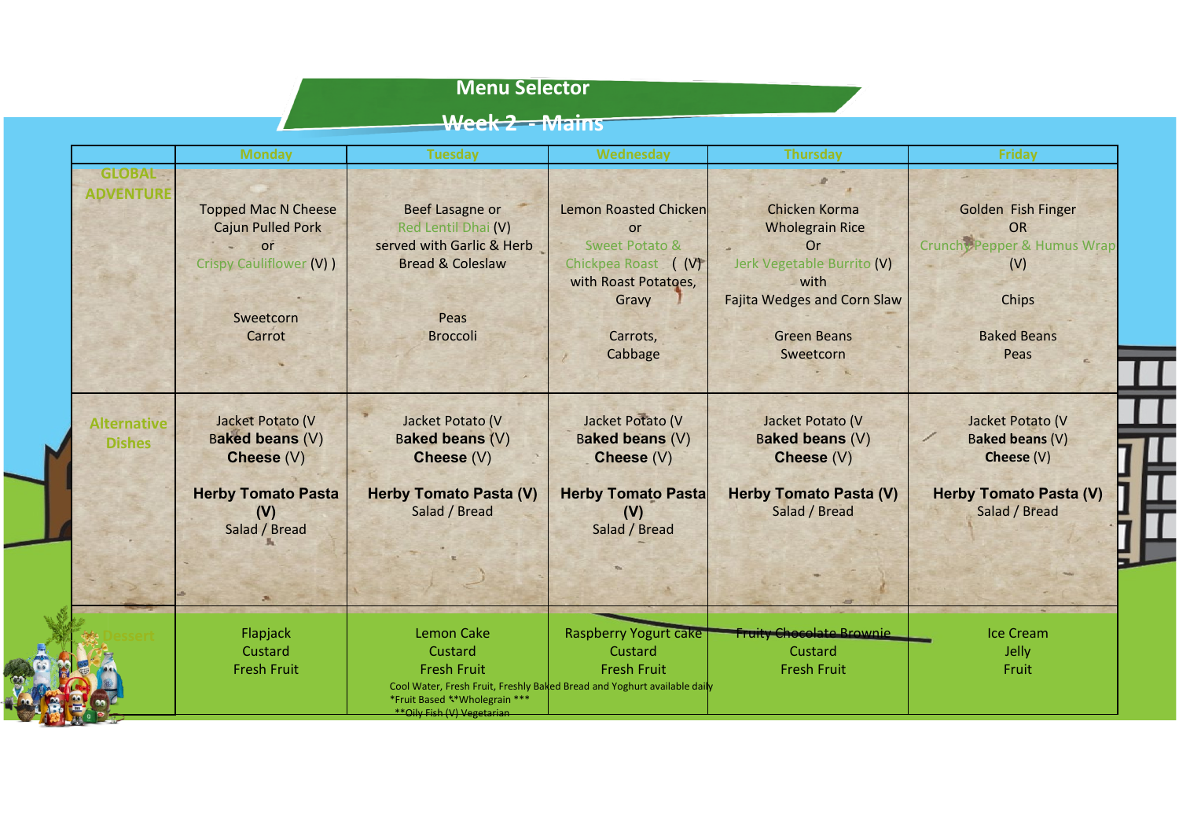# Menu Selector

## Week 2 - Mains

| | Monday | Tuesday | Wednesday | Thursday | Friday |
|---|---|---|---|---|---|
| GLOBAL ADVENTURE | Topped Mac N Cheese<br>Cajun Pulled Pork<br>or<br>Crispy Cauliflower (V) )<br><br>Sweetcorn<br>Carrot | Beef Lasagne or<br>Red Lentil Dhai (V)<br>served with Garlic & Herb Bread & Coleslaw<br><br>Peas<br>Broccoli | Lemon Roasted Chicken<br>or<br>Sweet Potato & Chickpea Roast ( (V)<br>with Roast Potatoes, Gravy<br><br>Carrots,<br>Cabbage | Chicken Korma<br>Wholegrain Rice<br>Or<br>Jerk Vegetable Burrito (V)<br>with<br>Fajita Wedges and Corn Slaw<br><br>Green Beans<br>Sweetcorn | Golden Fish Finger<br>OR<br>Crunchy Pepper & Humus Wrap (V)<br><br>Chips<br><br>Baked Beans<br>Peas |
| Alternative Dishes | Jacket Potato (V<br>**Baked beans** (V)<br>**Cheese** (V)<br><br>**Herby Tomato Pasta (V)**<br>Salad / Bread | Jacket Potato (V<br>**Baked beans** (V)<br>**Cheese** (V)<br><br>**Herby Tomato Pasta (V)**<br>Salad / Bread | Jacket Potato (V<br>**Baked beans** (V)<br>**Cheese** (V)<br><br>**Herby Tomato Pasta (V)**<br>Salad / Bread | Jacket Potato (V<br>**Baked beans** (V)<br>**Cheese** (V)<br><br>**Herby Tomato Pasta (V)**<br>Salad / Bread | Jacket Potato (V<br>**Baked beans** (V)<br>**Cheese** (V)<br><br>**Herby Tomato Pasta (V)**<br>Salad / Bread |
| Dessert | Flapjack<br>Custard<br>Fresh Fruit | Lemon Cake<br>Custard<br>Fresh Fruit | Raspberry Yogurt cake<br>Custard<br>Fresh Fruit | Fruity Chocolate Brownie<br>Custard<br>Fresh Fruit | Ice Cream<br>Jelly<br>Fruit |

Cool Water, Fresh Fruit, Freshly Baked Bread and Yoghurt available daily
*Fruit Based **Wholegrain ***
**Oily Fish (V) Vegetarian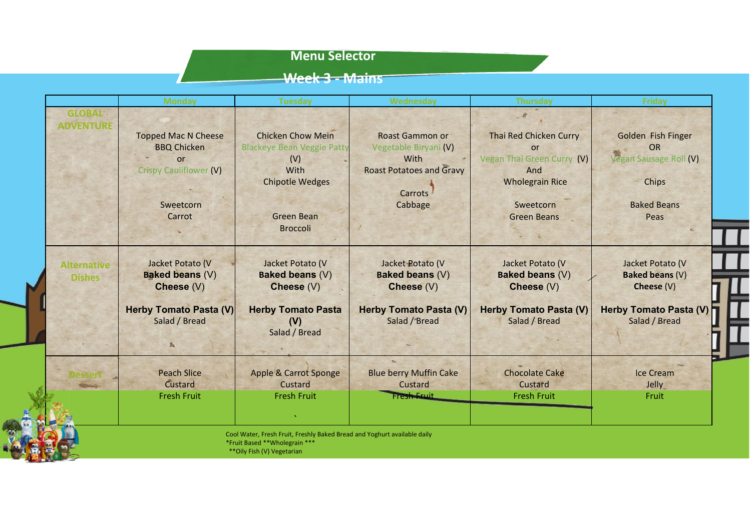# Menu Selector

## Week 3 - Mains

| | Monday | Tuesday | Wednesday | Thursday | Friday |
|---|---|---|---|---|---|
| GLOBAL ADVENTURE | Topped Mac N Cheese<br>BBQ Chicken<br>or<br>Crispy Cauliflower (V)<br><br>Sweetcorn<br>Carrot | Chicken Chow Mein<br>Blackeye Bean Veggie Patty<br>(V)<br>With<br>Chipotle Wedges<br><br>Green Bean<br>Broccoli | Roast Gammon or<br>Vegetable Biryani (V)<br>With<br>Roast Potatoes and Gravy<br><br>Carrots<br>Cabbage | Thai Red Chicken Curry<br>or<br>Vegan Thai Green Curry (V)<br>And<br>Wholegrain Rice<br><br>Sweetcorn<br>Green Beans | Golden Fish Finger<br>OR<br>Vegan Sausage Roll (V)<br><br>Chips<br><br>Baked Beans<br>Peas |
| Alternative Dishes | Jacket Potato (V<br>**Baked beans** (V)<br>**Cheese** (V)<br><br>**Herby Tomato Pasta (V)**<br>Salad / Bread | Jacket Potato (V<br>**Baked beans** (V)<br>**Cheese** (V)<br><br>**Herby Tomato Pasta (V)**<br>Salad / Bread | Jacket Potato (V<br>**Baked beans** (V)<br>**Cheese** (V)<br><br>**Herby Tomato Pasta (V)**<br>Salad / Bread | Jacket Potato (V<br>**Baked beans** (V)<br>**Cheese** (V)<br><br>**Herby Tomato Pasta (V)**<br>Salad / Bread | Jacket Potato (V<br>**Baked beans** (V)<br>**Cheese** (V)<br><br>**Herby Tomato Pasta (V)**<br>Salad / Bread |
| Dessert | Peach Slice<br>Custard<br>Fresh Fruit | Apple & Carrot Sponge<br>Custard<br>Fresh Fruit | Blue berry Muffin Cake<br>Custard<br>Fresh Fruit | Chocolate Cake<br>Custard<br>Fresh Fruit | Ice Cream<br>Jelly<br>Fruit |

Cool Water, Fresh Fruit, Freshly Baked Bread and Yoghurt available daily
*Fruit Based **Wholegrain ***
**Oily Fish (V) Vegetarian